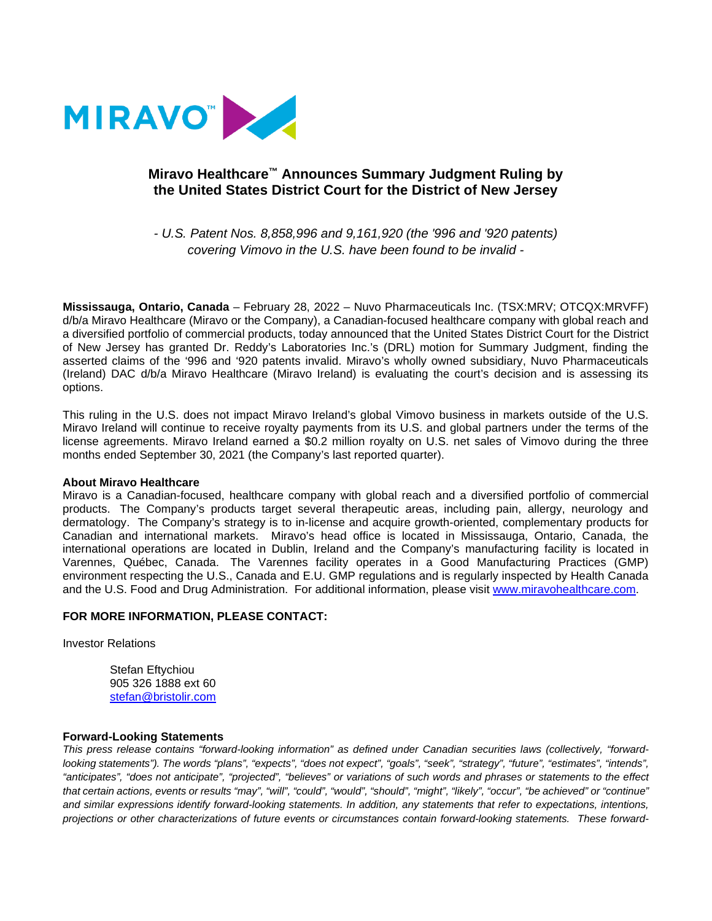MIRAVO™

# Miravo Healthcare™ Announces Summary Judgment Ruling by the United States District Court for the District of New Jersey

*- U.S. Patent Nos. 8,858,996 and 9,161,920 (the '996 and '920 patents) covering Vimovo in the U.S. have been found to be invalid -*

**Mississauga, Ontario, Canada** – February 28, 2022 – Nuvo Pharmaceuticals Inc. (TSX:MRV; OTCQX:MRVFF) d/b/a Miravo Healthcare (Miravo or the Company), a Canadian-focused healthcare company with global reach and a diversified portfolio of commercial products, today announced that the United States District Court for the District of New Jersey has granted Dr. Reddy's Laboratories Inc.'s (DRL) motion for Summary Judgment, finding the asserted claims of the '996 and '920 patents invalid. Miravo's wholly owned subsidiary, Nuvo Pharmaceuticals (Ireland) DAC d/b/a Miravo Healthcare (Miravo Ireland) is evaluating the court's decision and is assessing its options.

This ruling in the U.S. does not impact Miravo Ireland's global Vimovo business in markets outside of the U.S. Miravo Ireland will continue to receive royalty payments from its U.S. and global partners under the terms of the license agreements. Miravo Ireland earned a $0.2 million royalty on U.S. net sales of Vimovo during the three months ended September 30, 2021 (the Company's last reported quarter).

**About Miravo Healthcare**
Miravo is a Canadian-focused, healthcare company with global reach and a diversified portfolio of commercial products. The Company's products target several therapeutic areas, including pain, allergy, neurology and dermatology. The Company's strategy is to in-license and acquire growth-oriented, complementary products for Canadian and international markets. Miravo's head office is located in Mississauga, Ontario, Canada, the international operations are located in Dublin, Ireland and the Company's manufacturing facility is located in Varennes, Québec, Canada. The Varennes facility operates in a Good Manufacturing Practices (GMP) environment respecting the U.S., Canada and E.U. GMP regulations and is regularly inspected by Health Canada and the U.S. Food and Drug Administration. For additional information, please visit www.miravohealthcare.com.

**FOR MORE INFORMATION, PLEASE CONTACT:**

Investor Relations

Stefan Eftychiou
905 326 1888 ext 60
stefan@bristolir.com

**Forward-Looking Statements**
*This press release contains "forward-looking information" as defined under Canadian securities laws (collectively, "forward-looking statements"). The words "plans", "expects", "does not expect", "goals", "seek", "strategy", "future", "estimates", "intends", "anticipates", "does not anticipate", "projected", "believes" or variations of such words and phrases or statements to the effect that certain actions, events or results "may", "will", "could", "would", "should", "might", "likely", "occur", "be achieved" or "continue" and similar expressions identify forward-looking statements. In addition, any statements that refer to expectations, intentions, projections or other characterizations of future events or circumstances contain forward-looking statements. These forward-*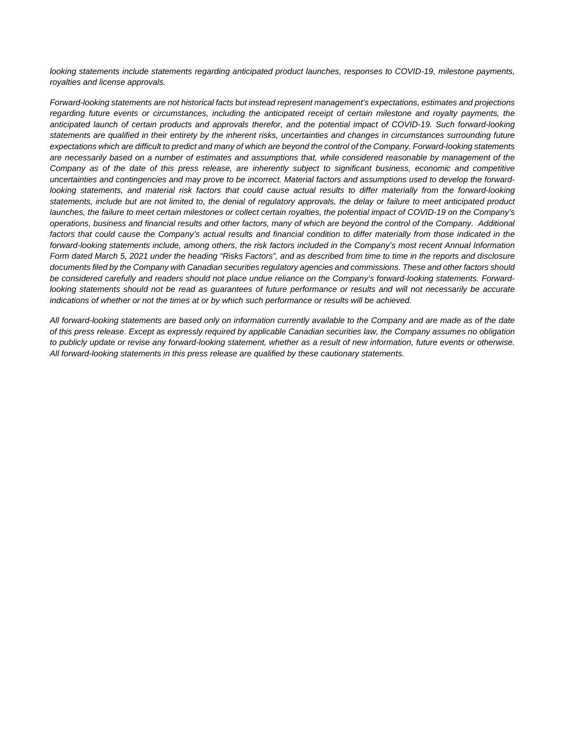*looking statements include statements regarding anticipated product launches, responses to COVID-19, milestone payments, royalties and license approvals.*

*Forward-looking statements are not historical facts but instead represent management's expectations, estimates and projections regarding future events or circumstances, including the anticipated receipt of certain milestone and royalty payments, the anticipated launch of certain products and approvals therefor, and the potential impact of COVID-19. Such forward-looking statements are qualified in their entirety by the inherent risks, uncertainties and changes in circumstances surrounding future expectations which are difficult to predict and many of which are beyond the control of the Company. Forward-looking statements are necessarily based on a number of estimates and assumptions that, while considered reasonable by management of the Company as of the date of this press release, are inherently subject to significant business, economic and competitive uncertainties and contingencies and may prove to be incorrect. Material factors and assumptions used to develop the forward-looking statements, and material risk factors that could cause actual results to differ materially from the forward-looking statements, include but are not limited to, the denial of regulatory approvals, the delay or failure to meet anticipated product launches, the failure to meet certain milestones or collect certain royalties, the potential impact of COVID-19 on the Company's operations, business and financial results and other factors, many of which are beyond the control of the Company. Additional factors that could cause the Company's actual results and financial condition to differ materially from those indicated in the forward-looking statements include, among others, the risk factors included in the Company's most recent Annual Information Form dated March 5, 2021 under the heading "Risks Factors", and as described from time to time in the reports and disclosure documents filed by the Company with Canadian securities regulatory agencies and commissions. These and other factors should be considered carefully and readers should not place undue reliance on the Company's forward-looking statements. Forward-looking statements should not be read as guarantees of future performance or results and will not necessarily be accurate indications of whether or not the times at or by which such performance or results will be achieved.*

*All forward-looking statements are based only on information currently available to the Company and are made as of the date of this press release. Except as expressly required by applicable Canadian securities law, the Company assumes no obligation to publicly update or revise any forward-looking statement, whether as a result of new information, future events or otherwise. All forward-looking statements in this press release are qualified by these cautionary statements.*